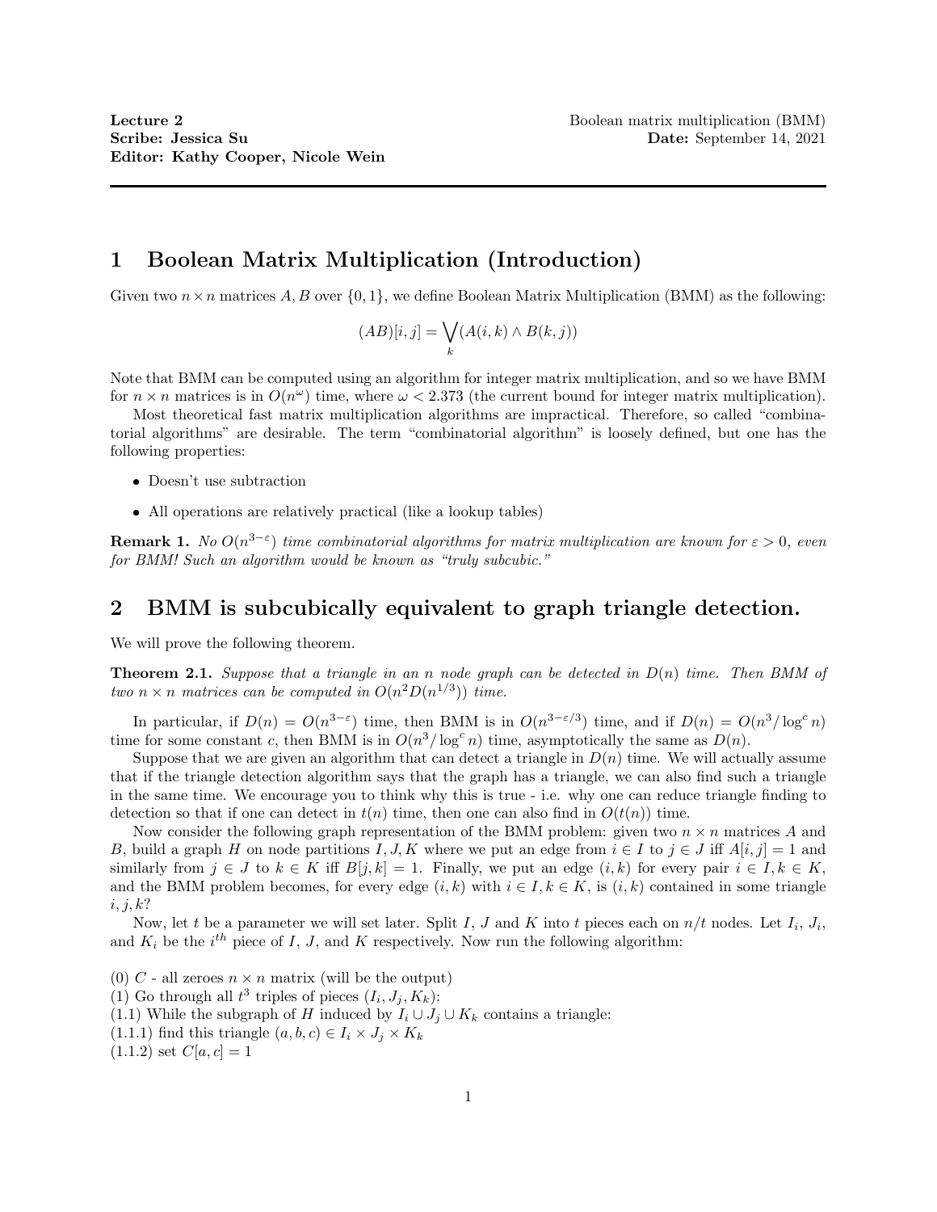**Lecture 2**
**Scribe: Jessica Su**
**Editor: Kathy Cooper, Nicole Wein**

Boolean matrix multiplication (BMM)
**Date:** September 14, 2021

# 1 Boolean Matrix Multiplication (Introduction)

Given two $n \times n$ matrices $A, B$ over $\{0, 1\}$, we define Boolean Matrix Multiplication (BMM) as the following:

$$(AB)[i, j] = \bigvee_k (A(i, k) \wedge B(k, j))$$

Note that BMM can be computed using an algorithm for integer matrix multiplication, and so we have BMM for $n \times n$ matrices is in $O(n^\omega)$ time, where $\omega < 2.373$ (the current bound for integer matrix multiplication).

Most theoretical fast matrix multiplication algorithms are impractical. Therefore, so called "combinatorial algorithms" are desirable. The term "combinatorial algorithm" is loosely defined, but one has the following properties:

- Doesn't use subtraction
- All operations are relatively practical (like a lookup tables)

**Remark 1.** *No $O(n^{3-\varepsilon})$ time combinatorial algorithms for matrix multiplication are known for $\varepsilon > 0$, even for BMM! Such an algorithm would be known as "truly subcubic."*

# 2 BMM is subcubically equivalent to graph triangle detection.

We will prove the following theorem.

**Theorem 2.1.** *Suppose that a triangle in an $n$ node graph can be detected in $D(n)$ time. Then BMM of two $n \times n$ matrices can be computed in $O(n^2 D(n^{1/3}))$ time.*

In particular, if $D(n) = O(n^{3-\varepsilon})$ time, then BMM is in $O(n^{3-\varepsilon/3})$ time, and if $D(n) = O(n^3/\log^c n)$ time for some constant $c$, then BMM is in $O(n^3/\log^c n)$ time, asymptotically the same as $D(n)$.

Suppose that we are given an algorithm that can detect a triangle in $D(n)$ time. We will actually assume that if the triangle detection algorithm says that the graph has a triangle, we can also find such a triangle in the same time. We encourage you to think why this is true - i.e. why one can reduce triangle finding to detection so that if one can detect in $t(n)$ time, then one can also find in $O(t(n))$ time.

Now consider the following graph representation of the BMM problem: given two $n \times n$ matrices $A$ and $B$, build a graph $H$ on node partitions $I, J, K$ where we put an edge from $i \in I$ to $j \in J$ iff $A[i, j] = 1$ and similarly from $j \in J$ to $k \in K$ iff $B[j, k] = 1$. Finally, we put an edge $(i, k)$ for every pair $i \in I, k \in K$, and the BMM problem becomes, for every edge $(i, k)$ with $i \in I, k \in K$, is $(i, k)$ contained in some triangle $i, j, k$?

Now, let $t$ be a parameter we will set later. Split $I$, $J$ and $K$ into $t$ pieces each on $n/t$ nodes. Let $I_i$, $J_i$, and $K_i$ be the $i^{th}$ piece of $I$, $J$, and $K$ respectively. Now run the following algorithm:

(0) $C$ - all zeroes $n \times n$ matrix (will be the output)
(1) Go through all $t^3$ triples of pieces $(I_i, J_j, K_k)$:
(1.1) While the subgraph of $H$ induced by $I_i \cup J_j \cup K_k$ contains a triangle:
(1.1.1) find this triangle $(a, b, c) \in I_i \times J_j \times K_k$
(1.1.2) set $C[a, c] = 1$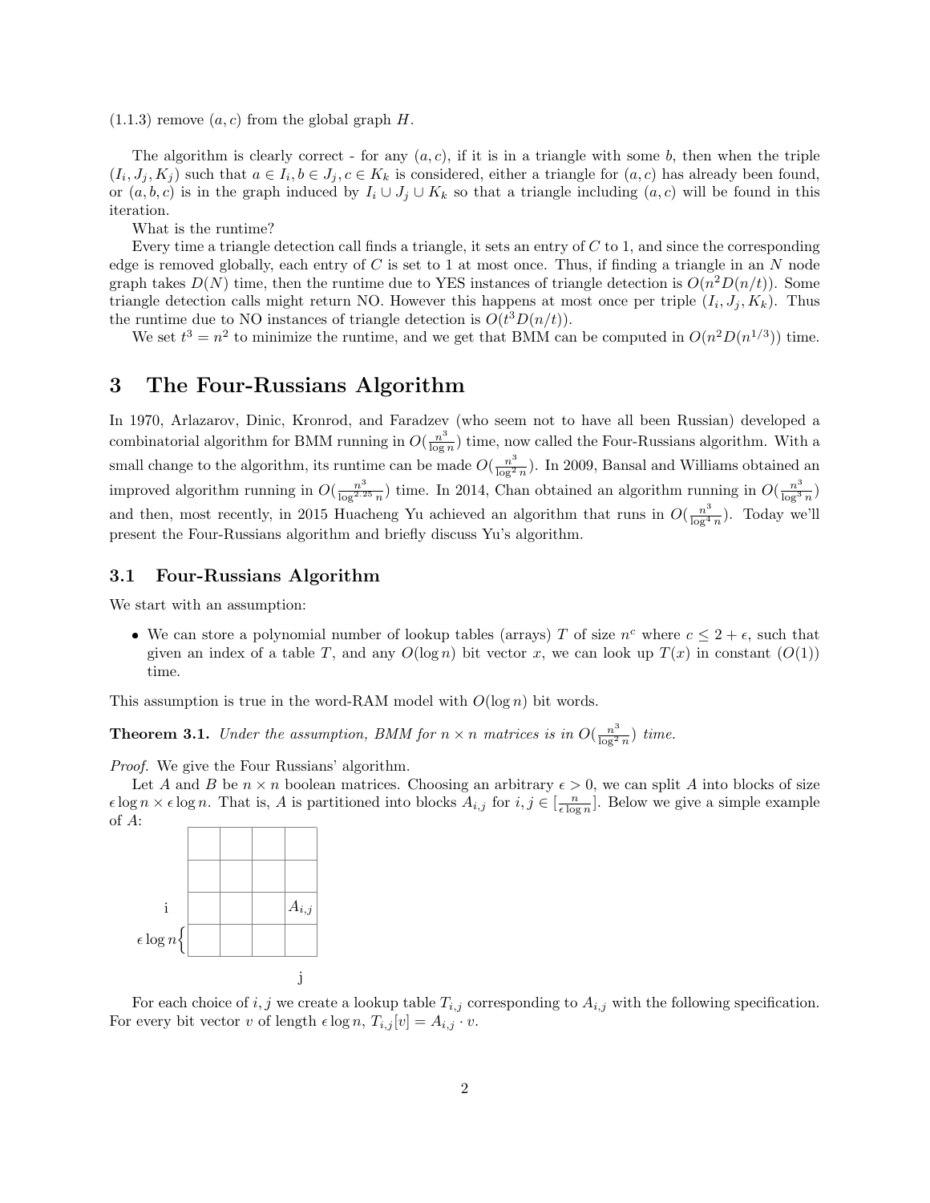(1.1.3) remove $(a, c)$ from the global graph $H$.

The algorithm is clearly correct - for any $(a, c)$, if it is in a triangle with some $b$, then when the triple $(I_i, J_j, K_j)$ such that $a \in I_i, b \in J_j, c \in K_k$ is considered, either a triangle for $(a, c)$ has already been found, or $(a, b, c)$ is in the graph induced by $I_i \cup J_j \cup K_k$ so that a triangle including $(a, c)$ will be found in this iteration.

What is the runtime?

Every time a triangle detection call finds a triangle, it sets an entry of $C$ to 1, and since the corresponding edge is removed globally, each entry of $C$ is set to 1 at most once. Thus, if finding a triangle in an $N$ node graph takes $D(N)$ time, then the runtime due to YES instances of triangle detection is $O(n^2 D(n/t))$. Some triangle detection calls might return NO. However this happens at most once per triple $(I_i, J_j, K_k)$. Thus the runtime due to NO instances of triangle detection is $O(t^3 D(n/t))$.

We set $t^3 = n^2$ to minimize the runtime, and we get that BMM can be computed in $O(n^2 D(n^{1/3}))$ time.

# 3 The Four-Russians Algorithm

In 1970, Arlazarov, Dinic, Kronrod, and Faradzev (who seem not to have all been Russian) developed a combinatorial algorithm for BMM running in $O(\frac{n^3}{\log n})$ time, now called the Four-Russians algorithm. With a small change to the algorithm, its runtime can be made $O(\frac{n^3}{\log^2 n})$. In 2009, Bansal and Williams obtained an improved algorithm running in $O(\frac{n^3}{\log^{2.25} n})$ time. In 2014, Chan obtained an algorithm running in $O(\frac{n^3}{\log^3 n})$ and then, most recently, in 2015 Huacheng Yu achieved an algorithm that runs in $O(\frac{n^3}{\log^4 n})$. Today we'll present the Four-Russians algorithm and briefly discuss Yu's algorithm.

## 3.1 Four-Russians Algorithm

We start with an assumption:

- We can store a polynomial number of lookup tables (arrays) $T$ of size $n^c$ where $c \leq 2 + \epsilon$, such that given an index of a table $T$, and any $O(\log n)$ bit vector $x$, we can look up $T(x)$ in constant ($O(1)$) time.

This assumption is true in the word-RAM model with $O(\log n)$ bit words.

**Theorem 3.1.** *Under the assumption, BMM for $n \times n$ matrices is in $O(\frac{n^3}{\log^2 n})$ time.*

*Proof.* We give the Four Russians' algorithm.

Let $A$ and $B$ be $n \times n$ boolean matrices. Choosing an arbitrary $\epsilon > 0$, we can split $A$ into blocks of size $\epsilon \log n \times \epsilon \log n$. That is, $A$ is partitioned into blocks $A_{i,j}$ for $i, j \in [\frac{n}{\epsilon \log n}]$. Below we give a simple example of $A$:

|  |  |  |  |  |
|---|---|---|---|---|
|  |  |  |  |  |
|  |  |  |  |  |
| i |  |  |  | $A_{i,j}$ |
| $\epsilon \log n$ { |  |  |  |  |
|  |  |  |  | j |

For each choice of $i, j$ we create a lookup table $T_{i,j}$ corresponding to $A_{i,j}$ with the following specification. For every bit vector $v$ of length $\epsilon \log n$, $T_{i,j}[v] = A_{i,j} \cdot v$.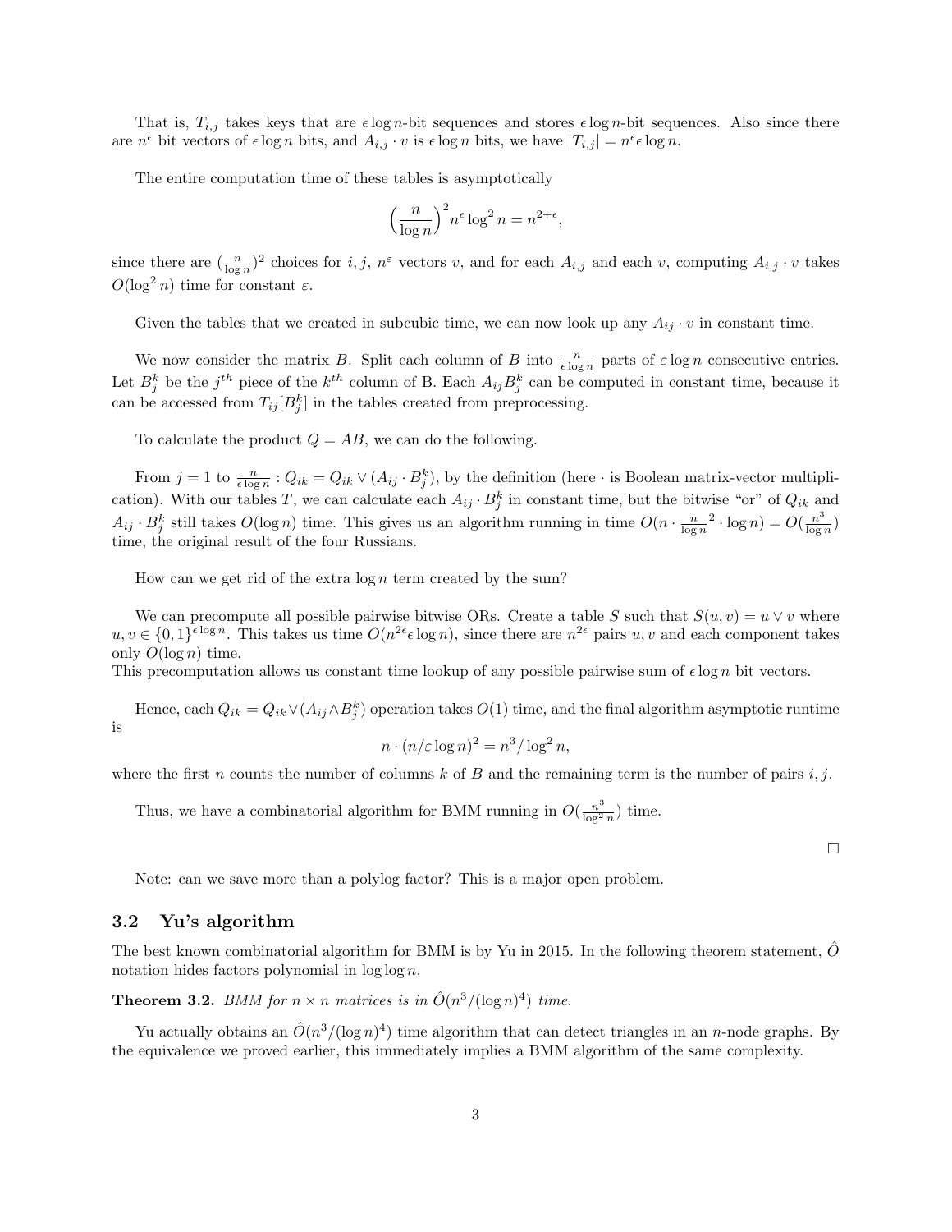That is, $T_{i,j}$ takes keys that are $\epsilon \log n$-bit sequences and stores $\epsilon \log n$-bit sequences. Also since there are $n^\epsilon$ bit vectors of $\epsilon \log n$ bits, and $A_{i,j} \cdot v$ is $\epsilon \log n$ bits, we have $|T_{i,j}| = n^\epsilon \epsilon \log n$.

The entire computation time of these tables is asymptotically

$$\left(\frac{n}{\log n}\right)^2 n^\epsilon \log^2 n = n^{2+\epsilon},$$

since there are $(\frac{n}{\log n})^2$ choices for $i, j$, $n^\varepsilon$ vectors $v$, and for each $A_{i,j}$ and each $v$, computing $A_{i,j} \cdot v$ takes $O(\log^2 n)$ time for constant $\varepsilon$.

Given the tables that we created in subcubic time, we can now look up any $A_{ij} \cdot v$ in constant time.

We now consider the matrix $B$. Split each column of $B$ into $\frac{n}{\epsilon \log n}$ parts of $\varepsilon \log n$ consecutive entries. Let $B_j^k$ be the $j^{th}$ piece of the $k^{th}$ column of B. Each $A_{ij} B_j^k$ can be computed in constant time, because it can be accessed from $T_{ij}[B_j^k]$ in the tables created from preprocessing.

To calculate the product $Q = AB$, we can do the following.

From $j = 1$ to $\frac{n}{\epsilon \log n}$ : $Q_{ik} = Q_{ik} \vee (A_{ij} \cdot B_j^k)$, by the definition (here $\cdot$ is Boolean matrix-vector multiplication). With our tables $T$, we can calculate each $A_{ij} \cdot B_j^k$ in constant time, but the bitwise "or" of $Q_{ik}$ and $A_{ij} \cdot B_j^k$ still takes $O(\log n)$ time. This gives us an algorithm running in time $O(n \cdot \frac{n}{\log n}^2 \cdot \log n) = O(\frac{n^3}{\log n})$ time, the original result of the four Russians.

How can we get rid of the extra $\log n$ term created by the sum?

We can precompute all possible pairwise bitwise ORs. Create a table $S$ such that $S(u, v) = u \vee v$ where $u, v \in \{0,1\}^{\epsilon \log n}$. This takes us time $O(n^{2\epsilon} \epsilon \log n)$, since there are $n^{2\epsilon}$ pairs $u, v$ and each component takes only $O(\log n)$ time.
This precomputation allows us constant time lookup of any possible pairwise sum of $\epsilon \log n$ bit vectors.

Hence, each $Q_{ik} = Q_{ik} \vee (A_{ij} \wedge B_j^k)$ operation takes $O(1)$ time, and the final algorithm asymptotic runtime is

$$n \cdot (n/\varepsilon \log n)^2 = n^3/\log^2 n,$$

where the first $n$ counts the number of columns $k$ of $B$ and the remaining term is the number of pairs $i, j$.

Thus, we have a combinatorial algorithm for BMM running in $O(\frac{n^3}{\log^2 n})$ time.

$\square$

Note: can we save more than a polylog factor? This is a major open problem.

### 3.2 Yu's algorithm

The best known combinatorial algorithm for BMM is by Yu in 2015. In the following theorem statement, $\hat{O}$ notation hides factors polynomial in $\log \log n$.

**Theorem 3.2.** *BMM for $n \times n$ matrices is in $\hat{O}(n^3/(\log n)^4)$ time.*

Yu actually obtains an $\hat{O}(n^3/(\log n)^4)$ time algorithm that can detect triangles in an $n$-node graphs. By the equivalence we proved earlier, this immediately implies a BMM algorithm of the same complexity.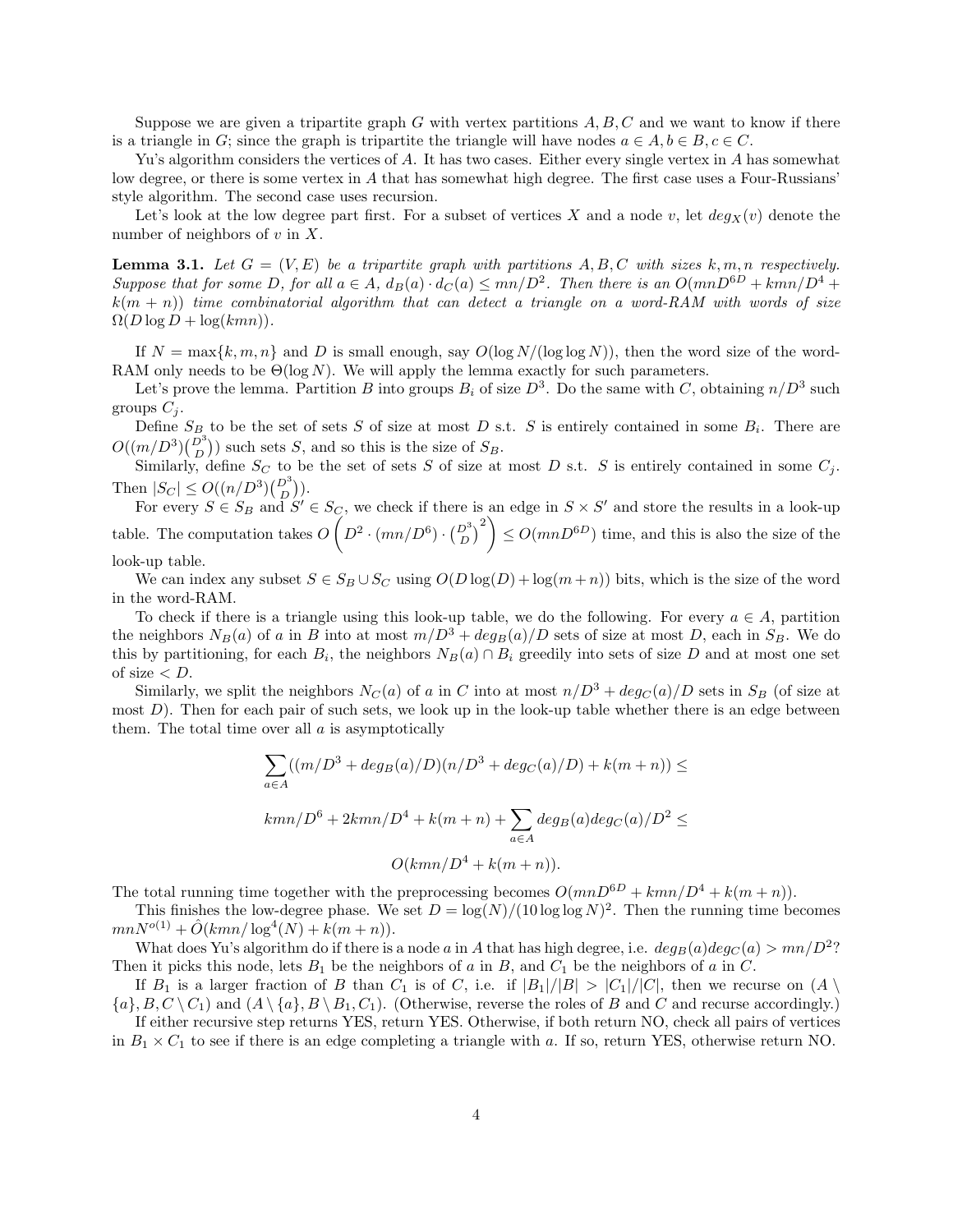Suppose we are given a tripartite graph $G$ with vertex partitions $A, B, C$ and we want to know if there is a triangle in $G$; since the graph is tripartite the triangle will have nodes $a \in A, b \in B, c \in C$.

Yu's algorithm considers the vertices of $A$. It has two cases. Either every single vertex in $A$ has somewhat low degree, or there is some vertex in $A$ that has somewhat high degree. The first case uses a Four-Russians' style algorithm. The second case uses recursion.

Let's look at the low degree part first. For a subset of vertices $X$ and a node $v$, let $deg_X(v)$ denote the number of neighbors of $v$ in $X$.

**Lemma 3.1.** *Let $G = (V, E)$ be a tripartite graph with partitions $A, B, C$ with sizes $k, m, n$ respectively. Suppose that for some $D$, for all $a \in A$, $d_B(a) \cdot d_C(a) \leq mn/D^2$. Then there is an $O(mnD^{6D} + kmn/D^4 + k(m+n))$ time combinatorial algorithm that can detect a triangle on a word-RAM with words of size $\Omega(D \log D + \log(kmn))$.*

If $N = \max\{k, m, n\}$ and $D$ is small enough, say $O(\log N/(\log\log N))$, then the word size of the word-RAM only needs to be $\Theta(\log N)$. We will apply the lemma exactly for such parameters.

Let's prove the lemma. Partition $B$ into groups $B_i$ of size $D^3$. Do the same with $C$, obtaining $n/D^3$ such groups $C_j$.

Define $S_B$ to be the set of sets $S$ of size at most $D$ s.t. $S$ is entirely contained in some $B_i$. There are $O((m/D^3)\binom{D^3}{D})$ such sets $S$, and so this is the size of $S_B$.

Similarly, define $S_C$ to be the set of sets $S$ of size at most $D$ s.t. $S$ is entirely contained in some $C_j$. Then $|S_C| \leq O((n/D^3)\binom{D^3}{D})$.

For every $S \in S_B$ and $S' \in S_C$, we check if there is an edge in $S \times S'$ and store the results in a look-up table. The computation takes $O\left(D^2 \cdot (mn/D^6) \cdot \binom{D^3}{D}^2\right) \leq O(mnD^{6D})$ time, and this is also the size of the look-up table.

We can index any subset $S \in S_B \cup S_C$ using $O(D\log(D) + \log(m+n))$ bits, which is the size of the word in the word-RAM.

To check if there is a triangle using this look-up table, we do the following. For every $a \in A$, partition the neighbors $N_B(a)$ of $a$ in $B$ into at most $m/D^3 + deg_B(a)/D$ sets of size at most $D$, each in $S_B$. We do this by partitioning, for each $B_i$, the neighbors $N_B(a) \cap B_i$ greedily into sets of size $D$ and at most one set of size $< D$.

Similarly, we split the neighbors $N_C(a)$ of $a$ in $C$ into at most $n/D^3 + deg_C(a)/D$ sets in $S_B$ (of size at most $D$). Then for each pair of such sets, we look up in the look-up table whether there is an edge between them. The total time over all $a$ is asymptotically

$$\sum_{a \in A}((m/D^3 + deg_B(a)/D)(n/D^3 + deg_C(a)/D) + k(m+n)) \leq$$

$$kmn/D^6 + 2kmn/D^4 + k(m+n) + \sum_{a \in A} deg_B(a)deg_C(a)/D^2 \leq$$

$$O(kmn/D^4 + k(m+n)).$$

The total running time together with the preprocessing becomes $O(mnD^{6D} + kmn/D^4 + k(m+n))$.

This finishes the low-degree phase. We set $D = \log(N)/(10\log\log N)^2$. Then the running time becomes $mnN^{o(1)} + \hat{O}(kmn/\log^4(N) + k(m+n))$.

What does Yu's algorithm do if there is a node $a$ in $A$ that has high degree, i.e. $deg_B(a)deg_C(a) > mn/D^2$? Then it picks this node, lets $B_1$ be the neighbors of $a$ in $B$, and $C_1$ be the neighbors of $a$ in $C$.

If $B_1$ is a larger fraction of $B$ than $C_1$ is of $C$, i.e. if $|B_1|/|B| > |C_1|/|C|$, then we recurse on $(A \setminus \{a\}, B, C \setminus C_1)$ and $(A \setminus \{a\}, B \setminus B_1, C_1)$. (Otherwise, reverse the roles of $B$ and $C$ and recurse accordingly.)

If either recursive step returns YES, return YES. Otherwise, if both return NO, check all pairs of vertices in $B_1 \times C_1$ to see if there is an edge completing a triangle with $a$. If so, return YES, otherwise return NO.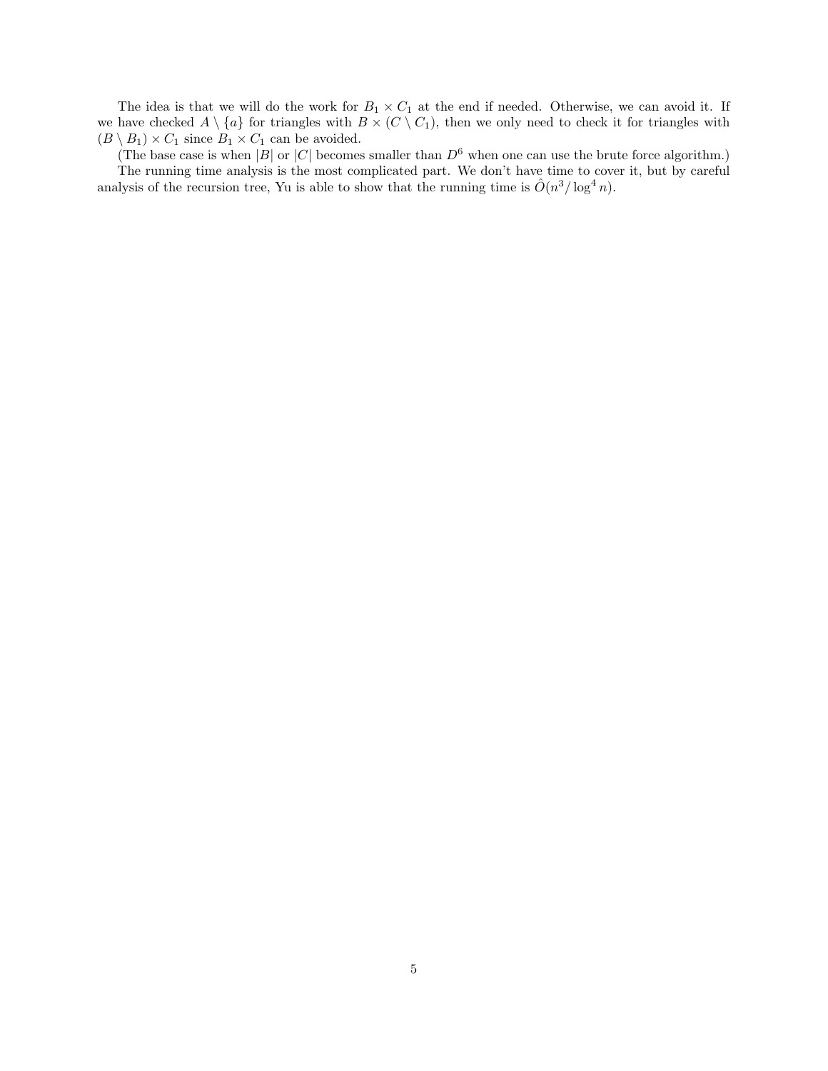The idea is that we will do the work for $B_1 \times C_1$ at the end if needed. Otherwise, we can avoid it. If we have checked $A \setminus \{a\}$ for triangles with $B \times (C \setminus C_1)$, then we only need to check it for triangles with $(B \setminus B_1) \times C_1$ since $B_1 \times C_1$ can be avoided.

(The base case is when $|B|$ or $|C|$ becomes smaller than $D^6$ when one can use the brute force algorithm.)

The running time analysis is the most complicated part. We don't have time to cover it, but by careful analysis of the recursion tree, Yu is able to show that the running time is $\hat{O}(n^3/\log^4 n)$.